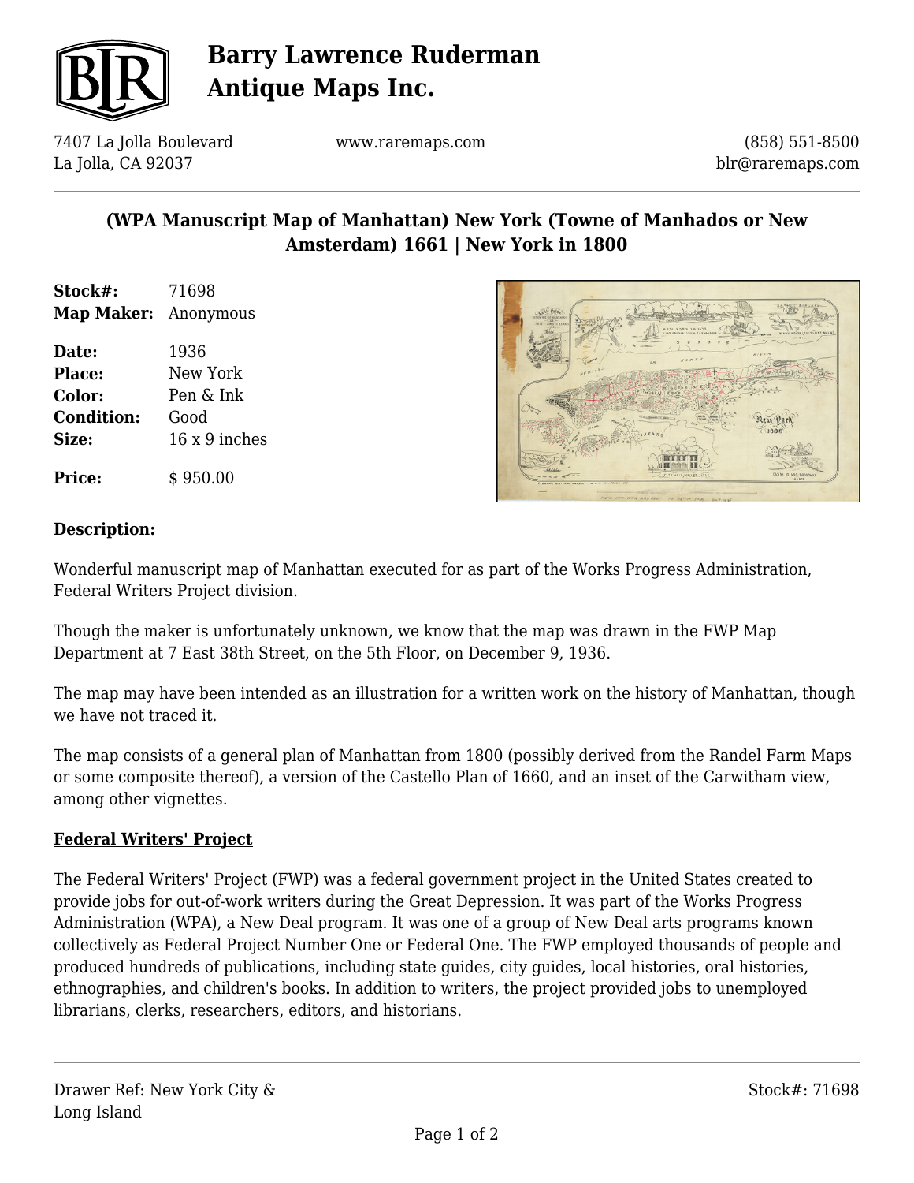# Barry Lawrence Ruderman Antique Maps Inc.

7407 La Jolla Boulevard
La Jolla, CA 92037

www.raremaps.com

(858) 551-8500
blr@raremaps.com

## (WPA Manuscript Map of Manhattan) New York (Towne of Manhados or New Amsterdam) 1661 | New York in 1800

**Stock#:** 71698
**Map Maker:** Anonymous

**Date:** 1936
**Place:** New York
**Color:** Pen & Ink
**Condition:** Good
**Size:** 16 x 9 inches

**Price:** $ 950.00

**Description:**

Wonderful manuscript map of Manhattan executed for as part of the Works Progress Administration, Federal Writers Project division.

Though the maker is unfortunately unknown, we know that the map was drawn in the FWP Map Department at 7 East 38th Street, on the 5th Floor, on December 9, 1936.

The map may have been intended as an illustration for a written work on the history of Manhattan, though we have not traced it.

The map consists of a general plan of Manhattan from 1800 (possibly derived from the Randel Farm Maps or some composite thereof), a version of the Castello Plan of 1660, and an inset of the Carwitham view, among other vignettes.

**Federal Writers' Project**

The Federal Writers' Project (FWP) was a federal government project in the United States created to provide jobs for out-of-work writers during the Great Depression. It was part of the Works Progress Administration (WPA), a New Deal program. It was one of a group of New Deal arts programs known collectively as Federal Project Number One or Federal One. The FWP employed thousands of people and produced hundreds of publications, including state guides, city guides, local histories, oral histories, ethnographies, and children's books. In addition to writers, the project provided jobs to unemployed librarians, clerks, researchers, editors, and historians.

Drawer Ref: New York City & Long Island

Stock#: 71698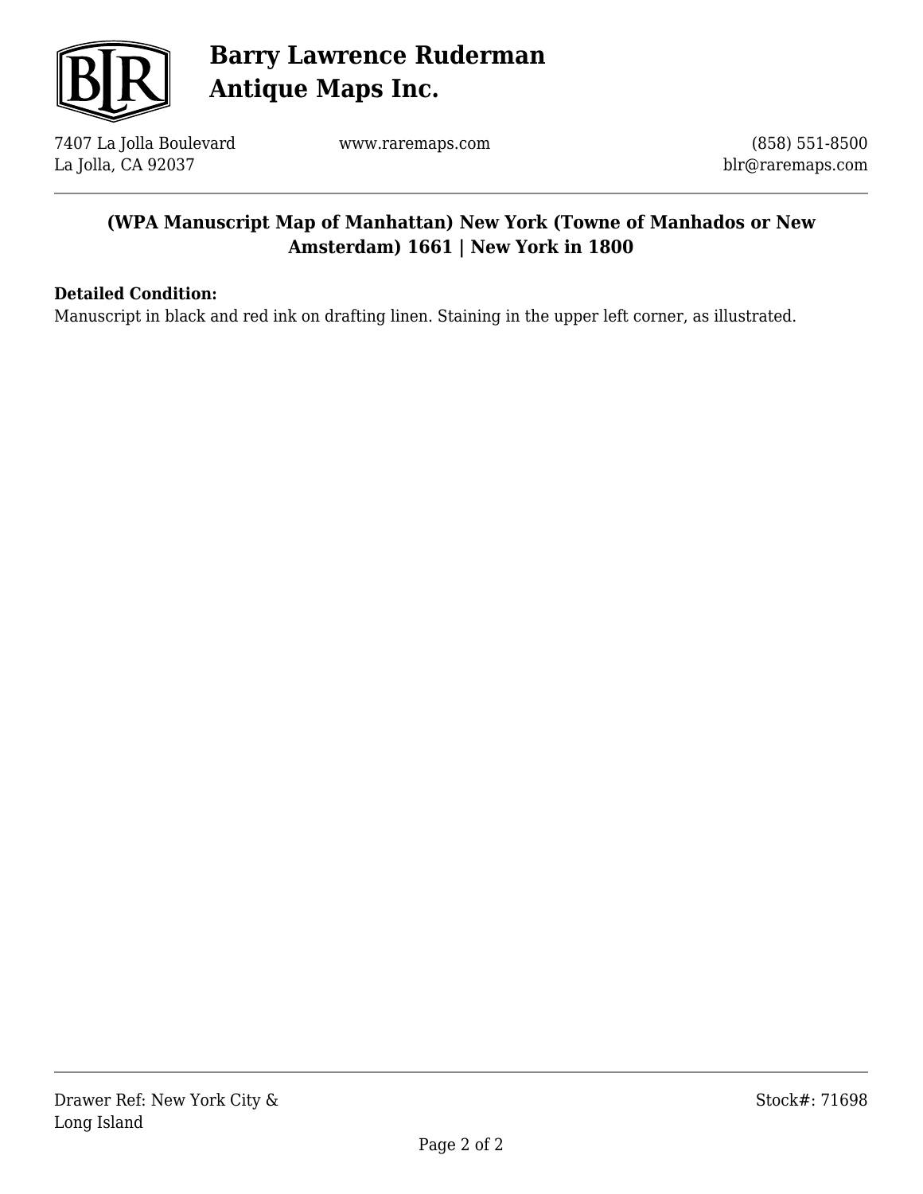**(WPA Manuscript Map of Manhattan) New York (Towne of Manhados or New Amsterdam) 1661 | New York in 1800**

**Detailed Condition:**

Manuscript in black and red ink on drafting linen. Staining in the upper left corner, as illustrated.

Drawer Ref: New York City & Long Island

Stock#: 71698